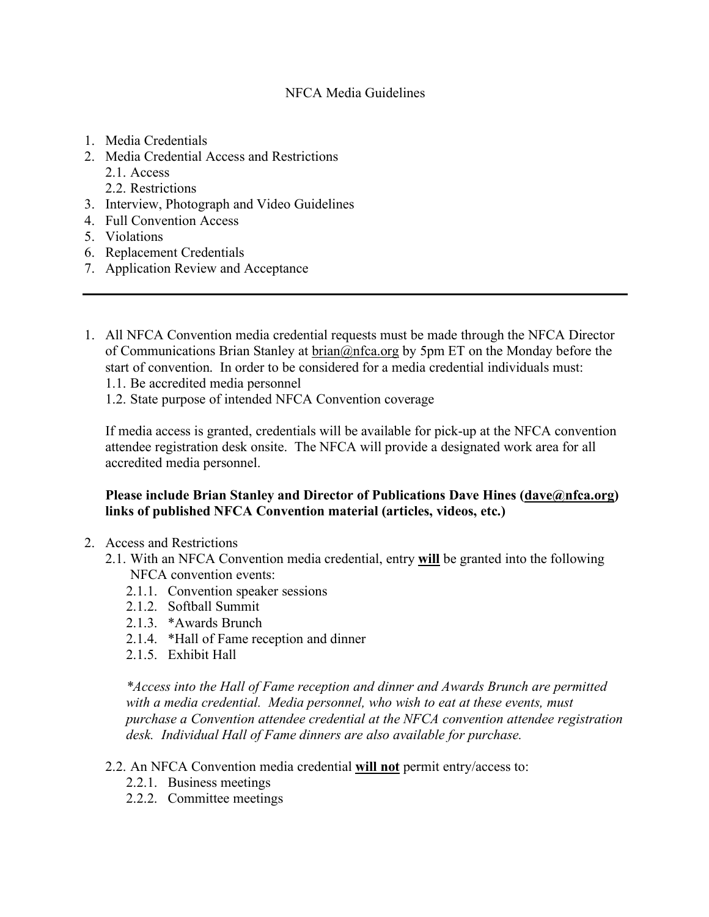# NFCA Media Guidelines

1. Media Credentials
2. Media Credential Access and Restrictions
   2.1. Access
   2.2. Restrictions
3. Interview, Photograph and Video Guidelines
4. Full Convention Access
5. Violations
6. Replacement Credentials
7. Application Review and Acceptance

---

1. All NFCA Convention media credential requests must be made through the NFCA Director of Communications Brian Stanley at brian@nfca.org by 5pm ET on the Monday before the start of convention. In order to be considered for a media credential individuals must:
   1.1. Be accredited media personnel
   1.2. State purpose of intended NFCA Convention coverage

   If media access is granted, credentials will be available for pick-up at the NFCA convention attendee registration desk onsite. The NFCA will provide a designated work area for all accredited media personnel.

   **Please include Brian Stanley and Director of Publications Dave Hines (dave@nfca.org) links of published NFCA Convention material (articles, videos, etc.)**

2. Access and Restrictions
   2.1. With an NFCA Convention media credential, entry **will** be granted into the following NFCA convention events:
      2.1.1. Convention speaker sessions
      2.1.2. Softball Summit
      2.1.3. *Awards Brunch
      2.1.4. *Hall of Fame reception and dinner
      2.1.5. Exhibit Hall

      *\*Access into the Hall of Fame reception and dinner and Awards Brunch are permitted with a media credential. Media personnel, who wish to eat at these events, must purchase a Convention attendee credential at the NFCA convention attendee registration desk. Individual Hall of Fame dinners are also available for purchase.*

   2.2. An NFCA Convention media credential **will not** permit entry/access to:
      2.2.1. Business meetings
      2.2.2. Committee meetings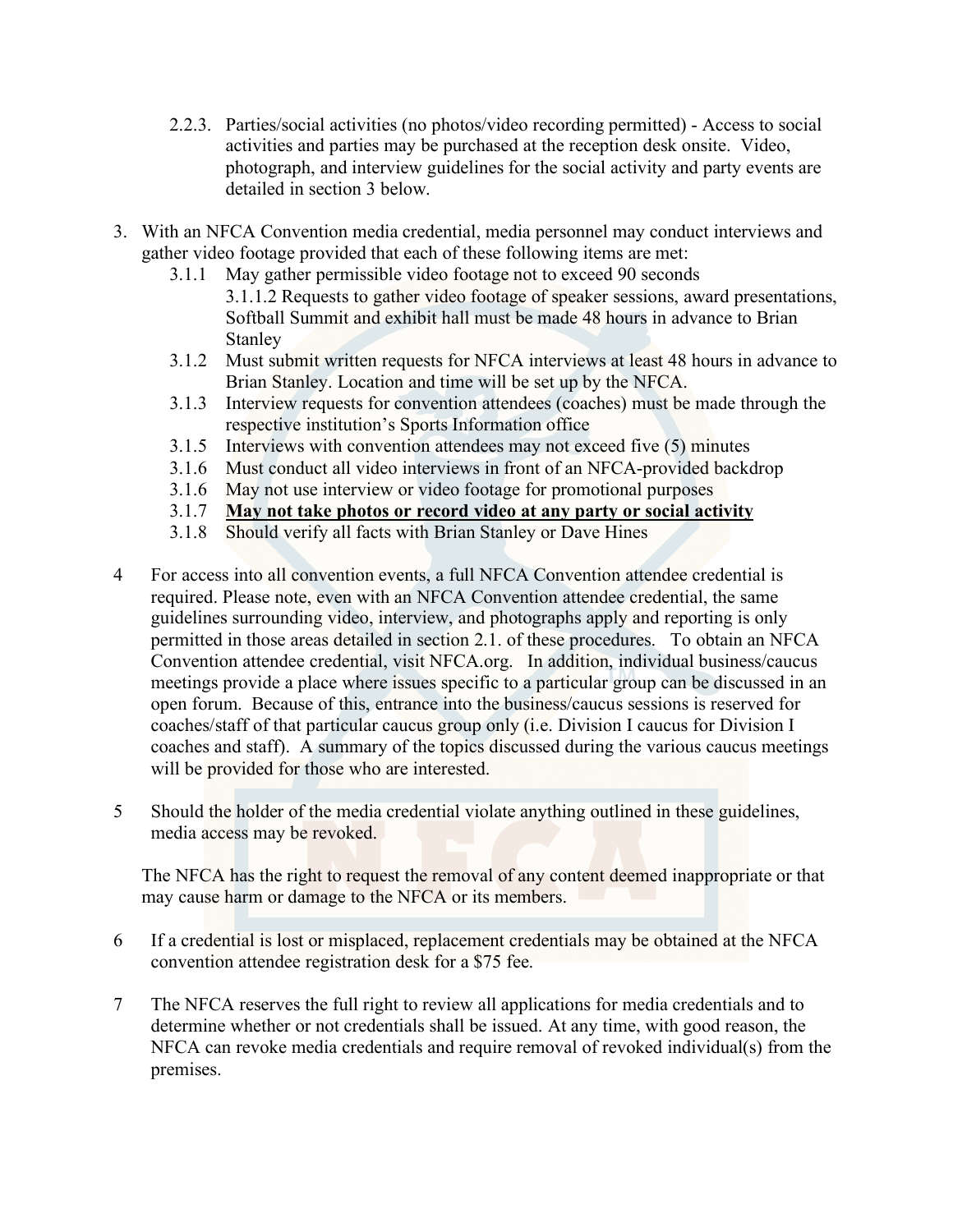2.2.3. Parties/social activities (no photos/video recording permitted) - Access to social activities and parties may be purchased at the reception desk onsite. Video, photograph, and interview guidelines for the social activity and party events are detailed in section 3 below.

3. With an NFCA Convention media credential, media personnel may conduct interviews and gather video footage provided that each of these following items are met:
   - 3.1.1 May gather permissible video footage not to exceed 90 seconds
     - 3.1.1.2 Requests to gather video footage of speaker sessions, award presentations, Softball Summit and exhibit hall must be made 48 hours in advance to Brian Stanley
   - 3.1.2 Must submit written requests for NFCA interviews at least 48 hours in advance to Brian Stanley. Location and time will be set up by the NFCA.
   - 3.1.3 Interview requests for convention attendees (coaches) must be made through the respective institution's Sports Information office
   - 3.1.5 Interviews with convention attendees may not exceed five (5) minutes
   - 3.1.6 Must conduct all video interviews in front of an NFCA-provided backdrop
   - 3.1.6 May not use interview or video footage for promotional purposes
   - 3.1.7 **May not take photos or record video at any party or social activity**
   - 3.1.8 Should verify all facts with Brian Stanley or Dave Hines

4 For access into all convention events, a full NFCA Convention attendee credential is required. Please note, even with an NFCA Convention attendee credential, the same guidelines surrounding video, interview, and photographs apply and reporting is only permitted in those areas detailed in section 2.1. of these procedures. To obtain an NFCA Convention attendee credential, visit NFCA.org. In addition, individual business/caucus meetings provide a place where issues specific to a particular group can be discussed in an open forum. Because of this, entrance into the business/caucus sessions is reserved for coaches/staff of that particular caucus group only (i.e. Division I caucus for Division I coaches and staff). A summary of the topics discussed during the various caucus meetings will be provided for those who are interested.

5 Should the holder of the media credential violate anything outlined in these guidelines, media access may be revoked.

The NFCA has the right to request the removal of any content deemed inappropriate or that may cause harm or damage to the NFCA or its members.

6 If a credential is lost or misplaced, replacement credentials may be obtained at the NFCA convention attendee registration desk for a $75 fee.

7 The NFCA reserves the full right to review all applications for media credentials and to determine whether or not credentials shall be issued. At any time, with good reason, the NFCA can revoke media credentials and require removal of revoked individual(s) from the premises.